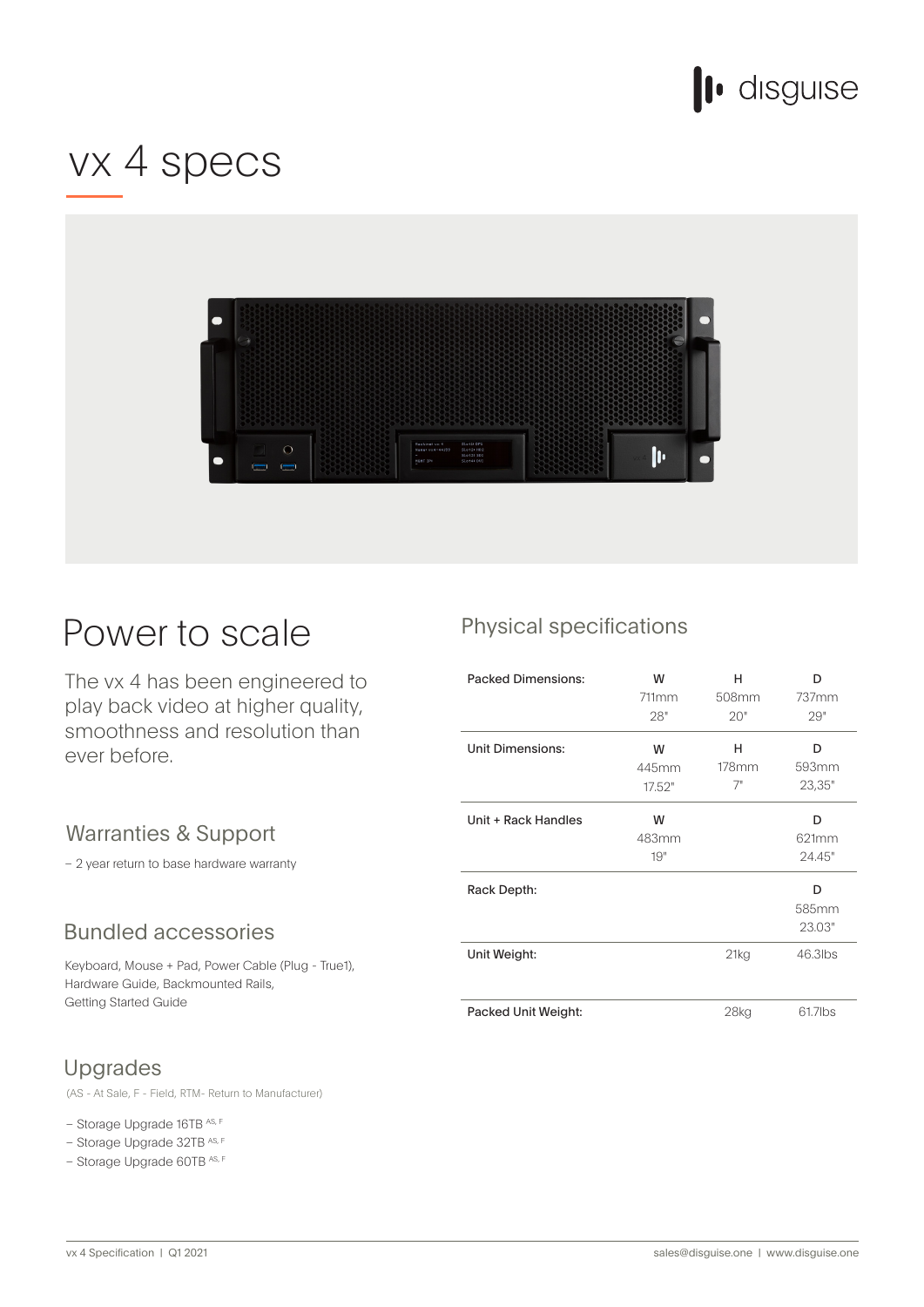# vx 4 specs

## Power to scale

The vx 4 has been engineered to play back video at higher quality, smoothness and resolution than ever before.

### Warranties & Support

– 2 year return to base hardware warranty

### Bundled accessories

Keyboard, Mouse + Pad, Power Cable (Plug - True1), Hardware Guide, Backmounted Rails, Getting Started Guide

### Upgrades

(AS - At Sale, F - Field, RTM- Return to Manufacturer)

– Storage Upgrade 16TB AS, F
– Storage Upgrade 32TB AS, F
– Storage Upgrade 60TB AS, F

## Physical specifications

| | W | H | D |
|---|---|---|---|
| Packed Dimensions: | 711mm<br>28" | 508mm<br>20" | 737mm<br>29" |
| Unit Dimensions: | 445mm<br>17.52" | 178mm<br>7" | 593mm<br>23,35" |
| Unit + Rack Handles | 483mm<br>19" | | 621mm<br>24.45" |
| Rack Depth: | | | 585mm<br>23.03" |
| Unit Weight: | | 21kg | 46.3lbs |
| Packed Unit Weight: | | 28kg | 61.7lbs |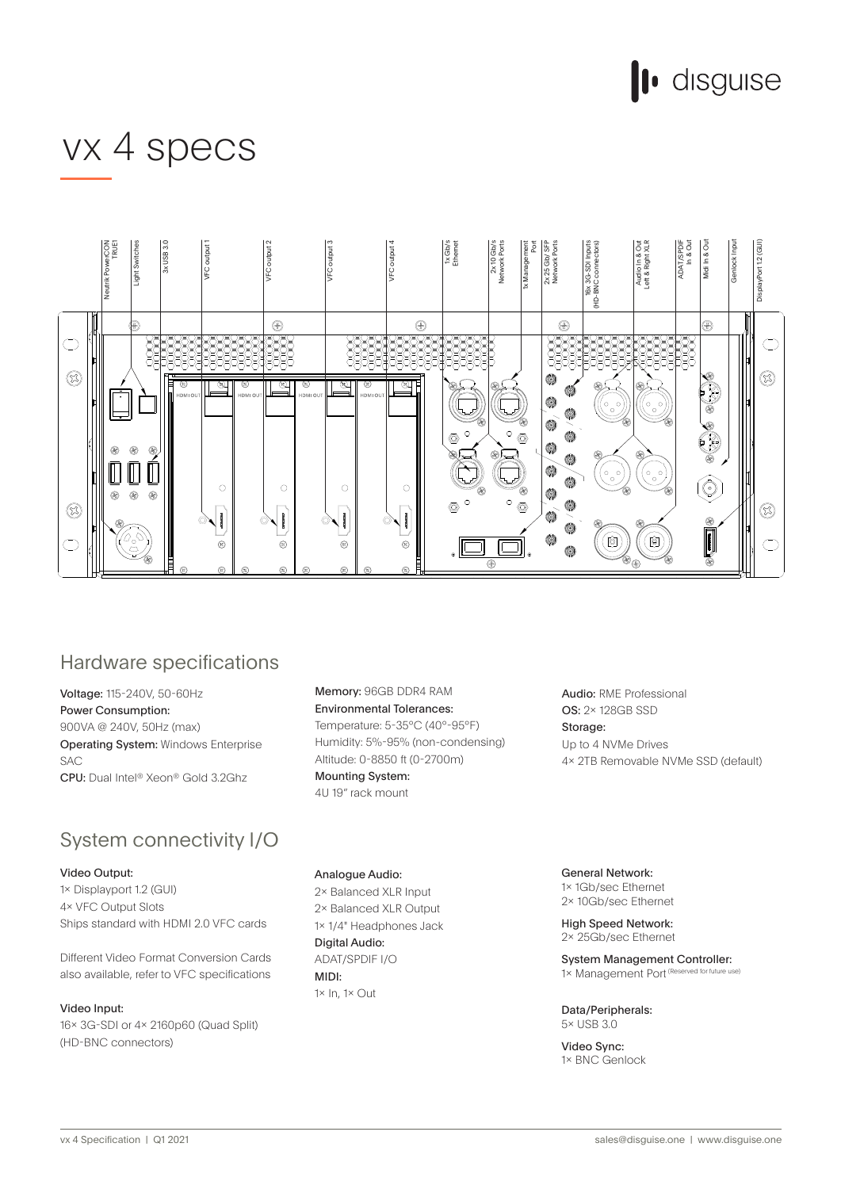# vx 4 specs

Neutrik PowerCON TRUE1
Light Switches
3x USB 3.0
VFC output 1
VFC output 2
VFC output 3
VFC output 4
1x Gb/s Ethernet
2x 10 Gb/s Network Ports
1x Management Port
2x 25 Gb/ SFP Network Ports
16x 3G-SDI Inputs (HD-BNC connectors)
Audio In & Out Left & Right XLR
ADAT/SPDIF In & Out
Midi In & Out
Genlock Input
DisplayPort 1.2 (GUI)

## Hardware specifications

**Voltage:** 115-240V, 50-60Hz
**Power Consumption:**
900VA @ 240V, 50Hz (max)
**Operating System:** Windows Enterprise SAC
**CPU:** Dual Intel® Xeon® Gold 3.2Ghz

**Memory:** 96GB DDR4 RAM
**Environmental Tolerances:**
Temperature: 5-35°C (40°-95°F)
Humidity: 5%-95% (non-condensing)
Altitude: 0-8850 ft (0-2700m)
**Mounting System:**
4U 19" rack mount

**Audio:** RME Professional
**OS:** 2× 128GB SSD
**Storage:**
Up to 4 NVMe Drives
4× 2TB Removable NVMe SSD (default)

## System connectivity I/O

**Video Output:**
1× Displayport 1.2 (GUI)
4× VFC Output Slots
Ships standard with HDMI 2.0 VFC cards

Different Video Format Conversion Cards also available, refer to VFC specifications

**Video Input:**
16× 3G-SDI or 4× 2160p60 (Quad Split)
(HD-BNC connectors)

**Analogue Audio:**
2× Balanced XLR Input
2× Balanced XLR Output
1× 1/4" Headphones Jack
**Digital Audio:**
ADAT/SPDIF I/O
**MIDI:**
1× In, 1× Out

**General Network:**
1× 1Gb/sec Ethernet
2× 10Gb/sec Ethernet

**High Speed Network:**
2× 25Gb/sec Ethernet

**System Management Controller:**
1× Management Port (Reserved for future use)

**Data/Peripherals:**
5× USB 3.0

**Video Sync:**
1× BNC Genlock